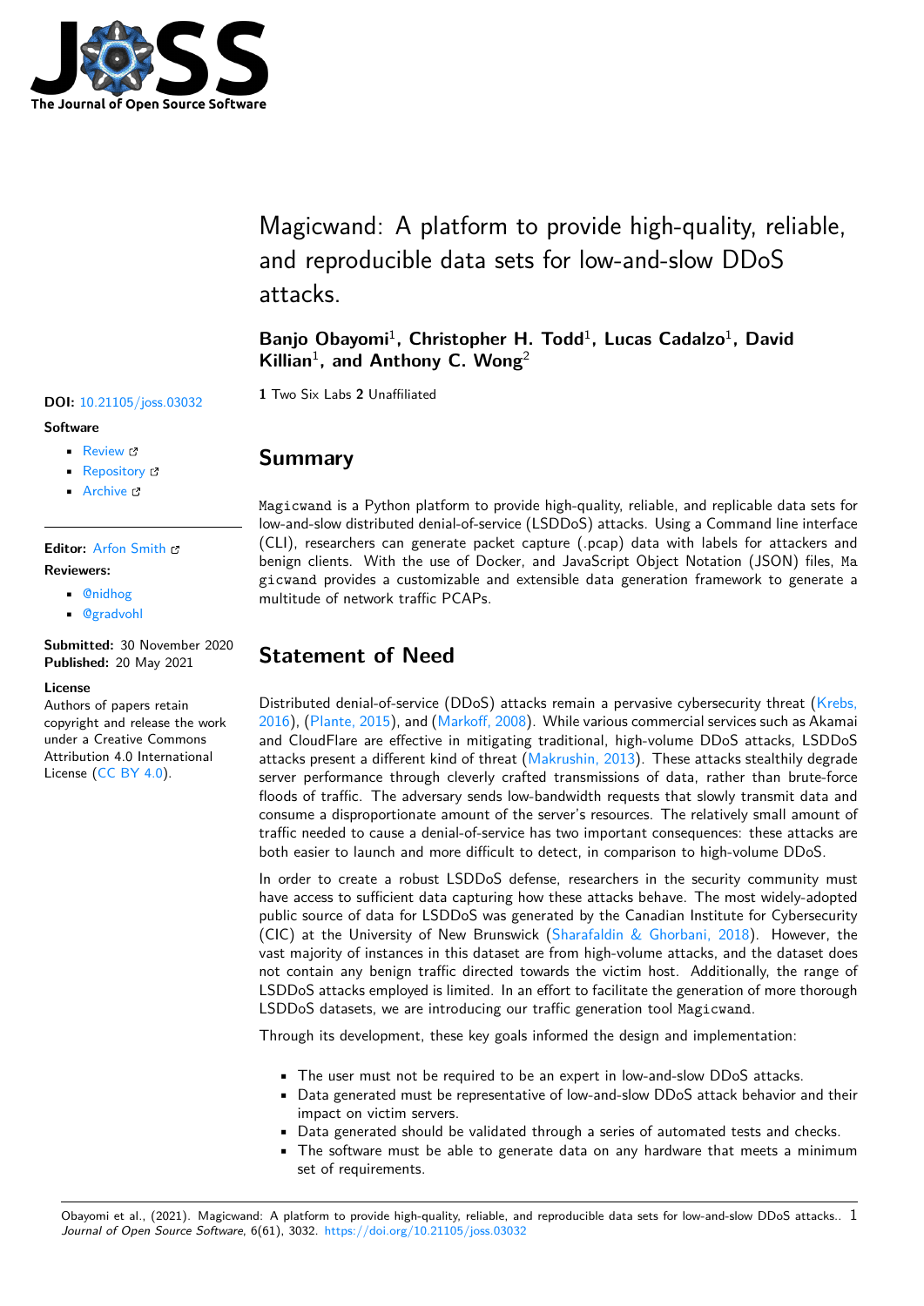# Magicwand: A platform to provide high-quality, reliable, and reproducible data sets for low-and-slow DDoS attacks.

**Banjo Obayomi**[1], **Christopher H. Todd**[1], **Lucas Cadalzo**[1], **David Killian**[1], **and Anthony C. Wong**[2]

**1** Two Six Labs **2** Unaffiliated

**DOI:** 10.21105/joss.03032

**Software**

- Review
- Repository
- Archive

**Editor:** Arfon Smith

**Reviewers:**

- @nidhog
- @gradvohl

**Submitted:** 30 November 2020
**Published:** 20 May 2021

**License**
Authors of papers retain copyright and release the work under a Creative Commons Attribution 4.0 International License (CC BY 4.0).

## Summary

Magicwand is a Python platform to provide high-quality, reliable, and replicable data sets for low-and-slow distributed denial-of-service (LSDDoS) attacks. Using a Command line interface (CLI), researchers can generate packet capture (.pcap) data with labels for attackers and benign clients. With the use of Docker, and JavaScript Object Notation (JSON) files, Magicwand provides a customizable and extensible data generation framework to generate a multitude of network traffic PCAPs.

## Statement of Need

Distributed denial-of-service (DDoS) attacks remain a pervasive cybersecurity threat (Krebs, 2016), (Plante, 2015), and (Markoff, 2008). While various commercial services such as Akamai and CloudFlare are effective in mitigating traditional, high-volume DDoS attacks, LSDDoS attacks present a different kind of threat (Makrushin, 2013). These attacks stealthily degrade server performance through cleverly crafted transmissions of data, rather than brute-force floods of traffic. The adversary sends low-bandwidth requests that slowly transmit data and consume a disproportionate amount of the server's resources. The relatively small amount of traffic needed to cause a denial-of-service has two important consequences: these attacks are both easier to launch and more difficult to detect, in comparison to high-volume DDoS.

In order to create a robust LSDDoS defense, researchers in the security community must have access to sufficient data capturing how these attacks behave. The most widely-adopted public source of data for LSDDoS was generated by the Canadian Institute for Cybersecurity (CIC) at the University of New Brunswick (Sharafaldin & Ghorbani, 2018). However, the vast majority of instances in this dataset are from high-volume attacks, and the dataset does not contain any benign traffic directed towards the victim host. Additionally, the range of LSDDoS attacks employed is limited. In an effort to facilitate the generation of more thorough LSDDoS datasets, we are introducing our traffic generation tool Magicwand.

Through its development, these key goals informed the design and implementation:

- The user must not be required to be an expert in low-and-slow DDoS attacks.
- Data generated must be representative of low-and-slow DDoS attack behavior and their impact on victim servers.
- Data generated should be validated through a series of automated tests and checks.
- The software must be able to generate data on any hardware that meets a minimum set of requirements.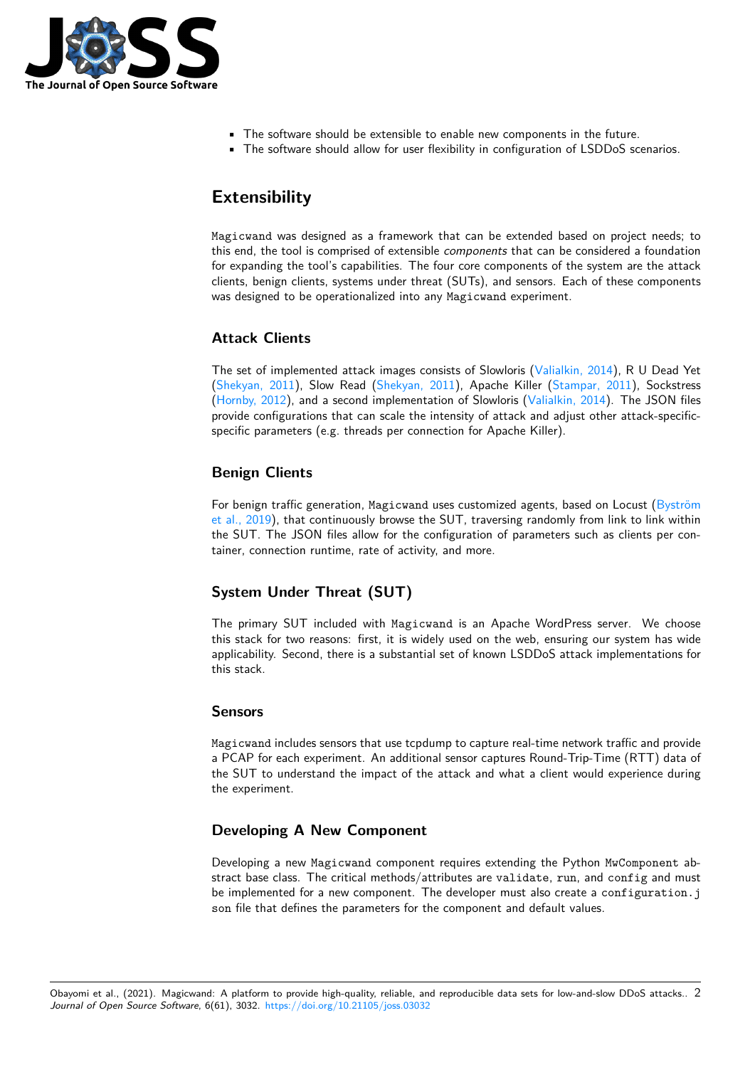- The software should be extensible to enable new components in the future.
- The software should allow for user flexibility in configuration of LSDDoS scenarios.

# Extensibility

`Magicwand` was designed as a framework that can be extended based on project needs; to this end, the tool is comprised of extensible *components* that can be considered a foundation for expanding the tool's capabilities. The four core components of the system are the attack clients, benign clients, systems under threat (SUTs), and sensors. Each of these components was designed to be operationalized into any `Magicwand` experiment.

## Attack Clients

The set of implemented attack images consists of Slowloris (Valialkin, 2014), R U Dead Yet (Shekyan, 2011), Slow Read (Shekyan, 2011), Apache Killer (Stampar, 2011), Sockstress (Hornby, 2012), and a second implementation of Slowloris (Valialkin, 2014). The JSON files provide configurations that can scale the intensity of attack and adjust other attack-specific-specific parameters (e.g. threads per connection for Apache Killer).

## Benign Clients

For benign traffic generation, `Magicwand` uses customized agents, based on Locust (Byström et al., 2019), that continuously browse the SUT, traversing randomly from link to link within the SUT. The JSON files allow for the configuration of parameters such as clients per container, connection runtime, rate of activity, and more.

## System Under Threat (SUT)

The primary SUT included with `Magicwand` is an Apache WordPress server. We choose this stack for two reasons: first, it is widely used on the web, ensuring our system has wide applicability. Second, there is a substantial set of known LSDDoS attack implementations for this stack.

## Sensors

`Magicwand` includes sensors that use tcpdump to capture real-time network traffic and provide a PCAP for each experiment. An additional sensor captures Round-Trip-Time (RTT) data of the SUT to understand the impact of the attack and what a client would experience during the experiment.

## Developing A New Component

Developing a new `Magicwand` component requires extending the Python `MwComponent` abstract base class. The critical methods/attributes are `validate`, `run`, and `config` and must be implemented for a new component. The developer must also create a `configuration.json` file that defines the parameters for the component and default values.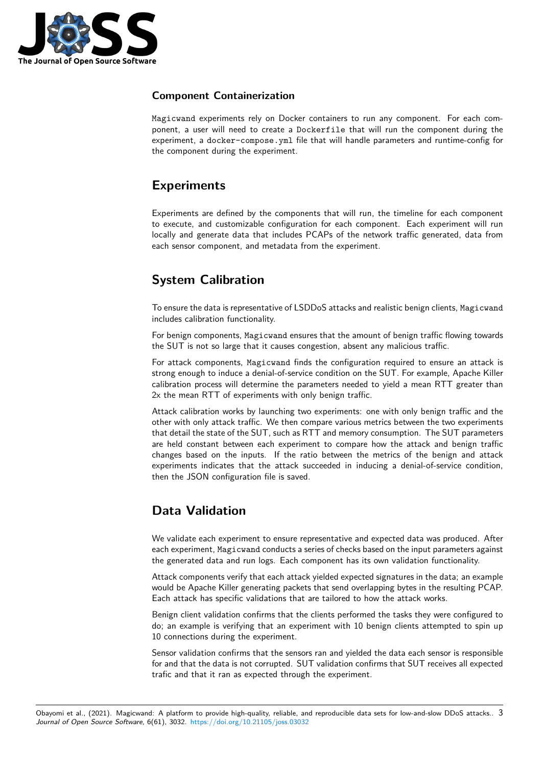## Component Containerization

`Magicwand` experiments rely on Docker containers to run any component. For each component, a user will need to create a `Dockerfile` that will run the component during the experiment, a `docker-compose.yml` file that will handle parameters and runtime-config for the component during the experiment.

## Experiments

Experiments are defined by the components that will run, the timeline for each component to execute, and customizable configuration for each component. Each experiment will run locally and generate data that includes PCAPs of the network traffic generated, data from each sensor component, and metadata from the experiment.

## System Calibration

To ensure the data is representative of LSDDoS attacks and realistic benign clients, `Magicwand` includes calibration functionality.

For benign components, `Magicwand` ensures that the amount of benign traffic flowing towards the SUT is not so large that it causes congestion, absent any malicious traffic.

For attack components, `Magicwand` finds the configuration required to ensure an attack is strong enough to induce a denial-of-service condition on the SUT. For example, Apache Killer calibration process will determine the parameters needed to yield a mean RTT greater than 2x the mean RTT of experiments with only benign traffic.

Attack calibration works by launching two experiments: one with only benign traffic and the other with only attack traffic. We then compare various metrics between the two experiments that detail the state of the SUT, such as RTT and memory consumption. The SUT parameters are held constant between each experiment to compare how the attack and benign traffic changes based on the inputs. If the ratio between the metrics of the benign and attack experiments indicates that the attack succeeded in inducing a denial-of-service condition, then the JSON configuration file is saved.

## Data Validation

We validate each experiment to ensure representative and expected data was produced. After each experiment, `Magicwand` conducts a series of checks based on the input parameters against the generated data and run logs. Each component has its own validation functionality.

Attack components verify that each attack yielded expected signatures in the data; an example would be Apache Killer generating packets that send overlapping bytes in the resulting PCAP. Each attack has specific validations that are tailored to how the attack works.

Benign client validation confirms that the clients performed the tasks they were configured to do; an example is verifying that an experiment with 10 benign clients attempted to spin up 10 connections during the experiment.

Sensor validation confirms that the sensors ran and yielded the data each sensor is responsible for and that the data is not corrupted. SUT validation confirms that SUT receives all expected trafic and that it ran as expected through the experiment.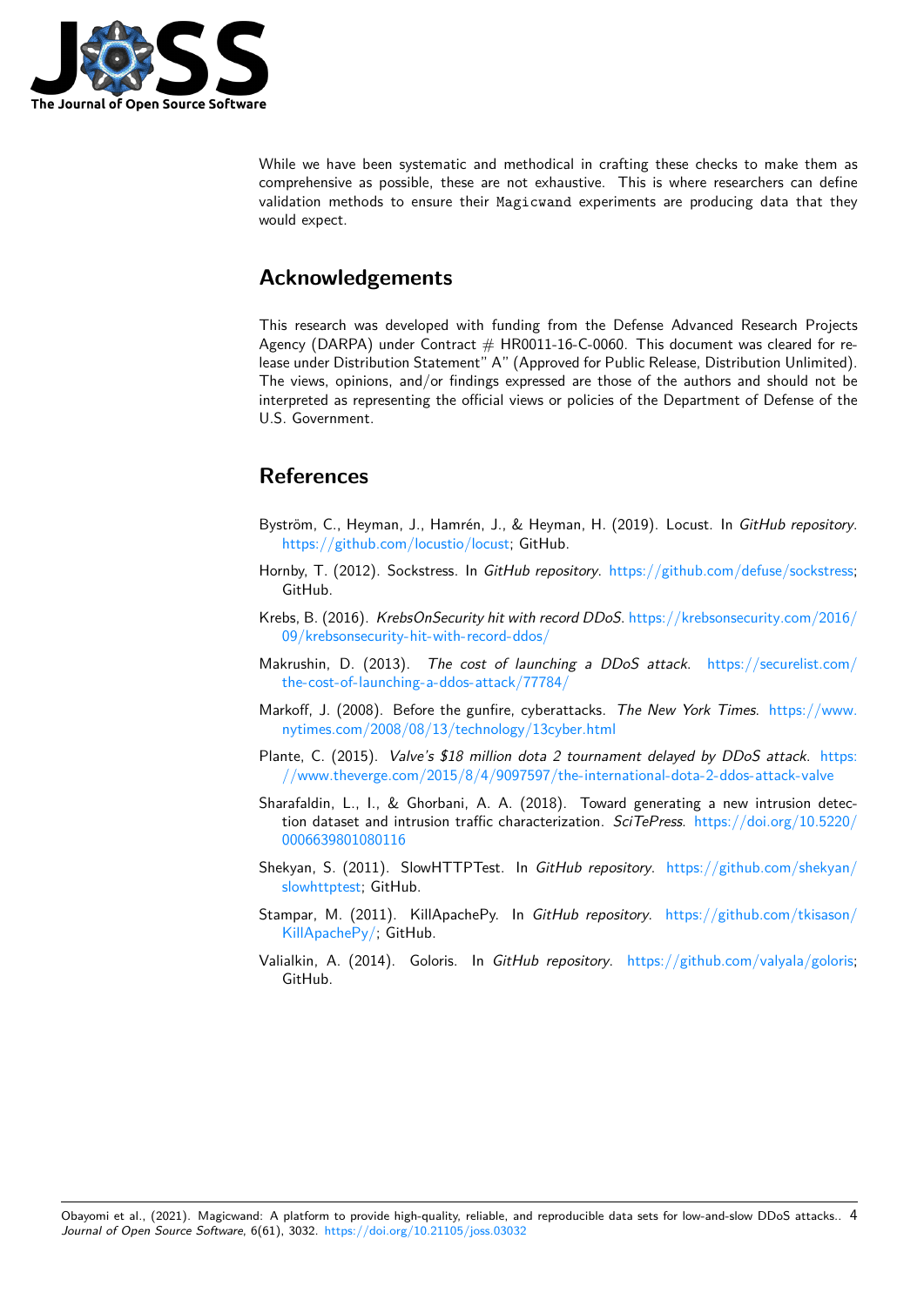While we have been systematic and methodical in crafting these checks to make them as comprehensive as possible, these are not exhaustive. This is where researchers can define validation methods to ensure their `Magicwand` experiments are producing data that they would expect.

# Acknowledgements

This research was developed with funding from the Defense Advanced Research Projects Agency (DARPA) under Contract # HR0011-16-C-0060. This document was cleared for release under Distribution Statement" A" (Approved for Public Release, Distribution Unlimited). The views, opinions, and/or findings expressed are those of the authors and should not be interpreted as representing the official views or policies of the Department of Defense of the U.S. Government.

# References

Byström, C., Heyman, J., Hamrén, J., & Heyman, H. (2019). Locust. In *GitHub repository*. https://github.com/locustio/locust; GitHub.

Hornby, T. (2012). Sockstress. In *GitHub repository*. https://github.com/defuse/sockstress; GitHub.

Krebs, B. (2016). *KrebsOnSecurity hit with record DDoS*. https://krebsonsecurity.com/2016/09/krebsonsecurity-hit-with-record-ddos/

Makrushin, D. (2013). *The cost of launching a DDoS attack*. https://securelist.com/the-cost-of-launching-a-ddos-attack/77784/

Markoff, J. (2008). Before the gunfire, cyberattacks. *The New York Times*. https://www.nytimes.com/2008/08/13/technology/13cyber.html

Plante, C. (2015). *Valve's $18 million dota 2 tournament delayed by DDoS attack*. https://www.theverge.com/2015/8/4/9097597/the-international-dota-2-ddos-attack-valve

Sharafaldin, L., I., & Ghorbani, A. A. (2018). Toward generating a new intrusion detection dataset and intrusion traffic characterization. *SciTePress*. https://doi.org/10.5220/0006639801080116

Shekyan, S. (2011). SlowHTTPTest. In *GitHub repository*. https://github.com/shekyan/slowhttptest; GitHub.

Stampar, M. (2011). KillApachePy. In *GitHub repository*. https://github.com/tkisason/KillApachePy/; GitHub.

Valialkin, A. (2014). Goloris. In *GitHub repository*. https://github.com/valyala/goloris; GitHub.